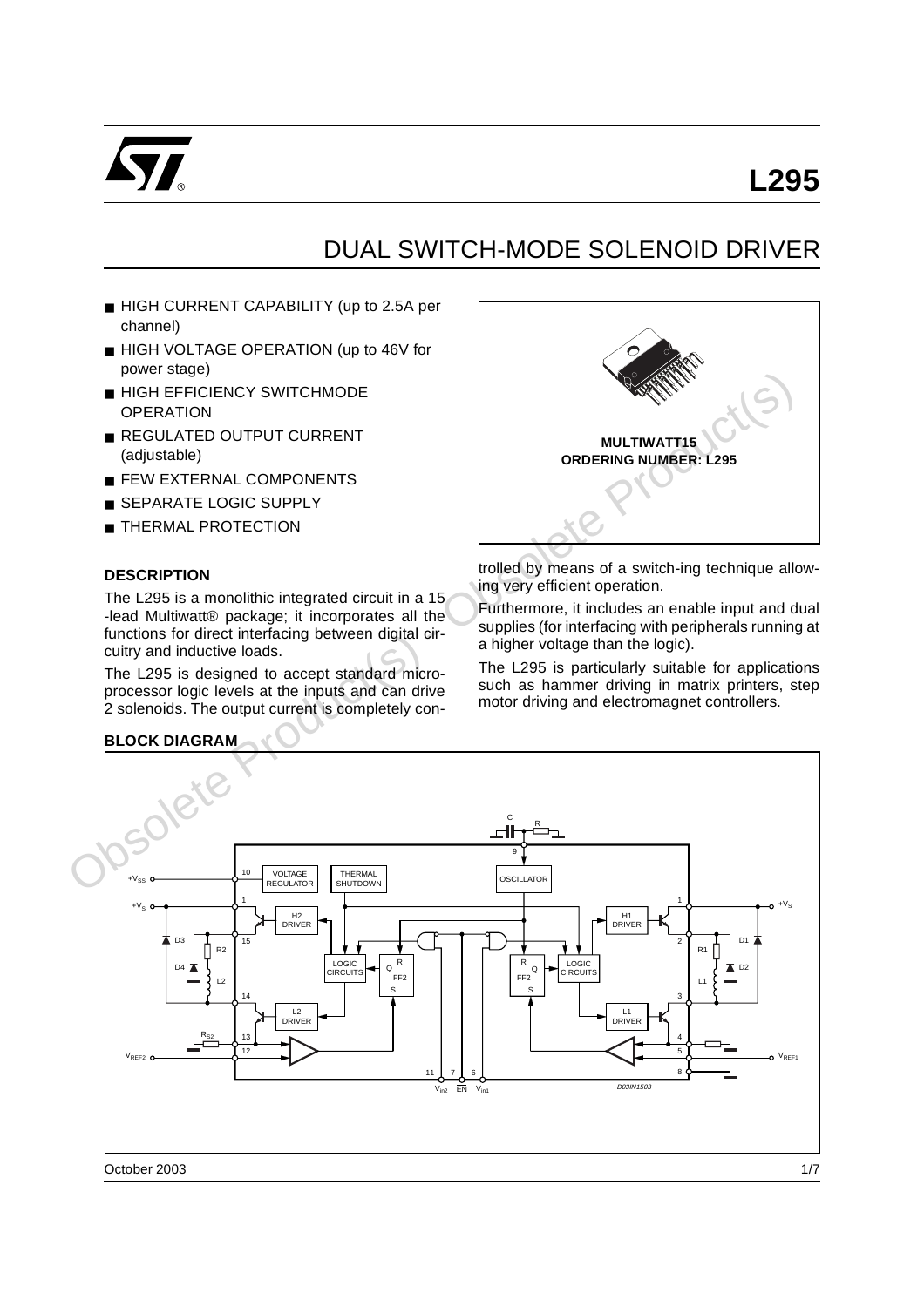# L295

## DUAL SWITCH-MODE SOLENOID DRIVER

- HIGH CURRENT CAPABILITY (up to 2.5A per channel)
- HIGH VOLTAGE OPERATION (up to 46V for power stage)
- HIGH EFFICIENCY SWITCHMODE OPERATION
- REGULATED OUTPUT CURRENT (adjustable)
- FEW EXTERNAL COMPONENTS
- SEPARATE LOGIC SUPPLY
- THERMAL PROTECTION

**MULTIWATT15**
**ORDERING NUMBER: L295**

### DESCRIPTION

The L295 is a monolithic integrated circuit in a 15 -lead Multiwatt® package; it incorporates all the functions for direct interfacing between digital circuitry and inductive loads.

The L295 is designed to accept standard microprocessor logic levels at the inputs and can drive 2 solenoids. The output current is completely controlled by means of a switch-ing technique allowing very efficient operation.

Furthermore, it includes an enable input and dual supplies (for interfacing with peripherals running at a higher voltage than the logic).

The L295 is particularly suitable for applications such as hammer driving in matrix printers, step motor driving and electromagnet controllers.

### BLOCK DIAGRAM

October 2003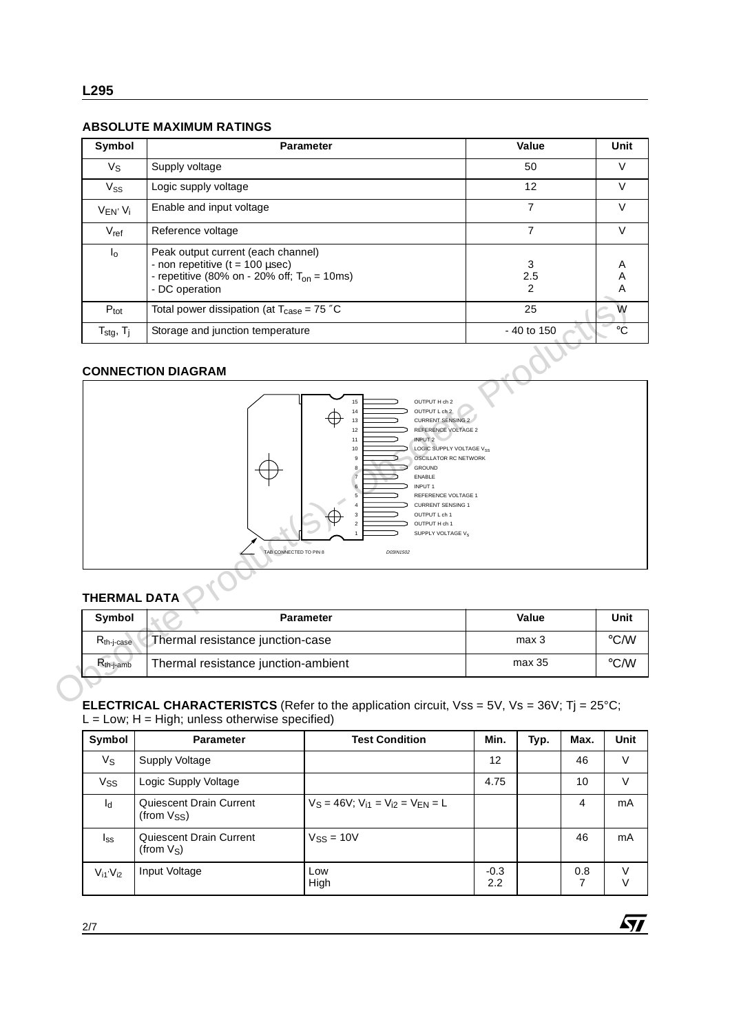## ABSOLUTE MAXIMUM RATINGS

| Symbol | Parameter | Value | Unit |
|---|---|---|---|
| $V_S$ | Supply voltage | 50 | V |
| $V_{SS}$ | Logic supply voltage | 12 | V |
| $V_{EN}$, $V_i$ | Enable and input voltage | 7 | V |
| $V_{ref}$ | Reference voltage | 7 | V |
| $I_o$ | Peak output current (each channel)<br>- non repetitive (t = 100 µsec)<br>- repetitive (80% on - 20% off; $T_{on}$ = 10ms)<br>- DC operation | <br>3<br>2.5<br>2 | <br>A<br>A<br>A |
| $P_{tot}$ | Total power dissipation (at $T_{case}$ = 75 °C | 25 | W |
| $T_{stg}$, $T_j$ | Storage and junction temperature | - 40 to 150 | °C |

## CONNECTION DIAGRAM

| Pin | Function |
|---|---|
| 15 | OUTPUT H ch 2 |
| 14 | OUTPUT L ch 2 |
| 13 | CURRENT SENSING 2 |
| 12 | REFERENCE VOLTAGE 2 |
| 11 | INPUT 2 |
| 10 | LOGIC SUPPLY VOLTAGE $V_{SS}$ |
| 9 | OSCILLATOR RC NETWORK |
| 8 | GROUND |
| 7 | ENABLE |
| 6 | INPUT 1 |
| 5 | REFERENCE VOLTAGE 1 |
| 4 | CURRENT SENSING 1 |
| 3 | OUTPUT L ch 1 |
| 2 | OUTPUT H ch 1 |
| 1 | SUPPLY VOLTAGE $V_S$ |

TAB CONNECTED TO PIN 8

D03IN1502

## THERMAL DATA

| Symbol | Parameter | Value | Unit |
|---|---|---|---|
| $R_{th\text{-}j\text{-}case}$ | Thermal resistance junction-case | max 3 | °C/W |
| $R_{th\text{-}j\text{-}amb}$ | Thermal resistance junction-ambient | max 35 | °C/W |

**ELECTRICAL CHARACTERISTCS** (Refer to the application circuit, Vss = 5V, Vs = 36V; Tj = 25°C; L = Low; H = High; unless otherwise specified)

| Symbol | Parameter | Test Condition | Min. | Typ. | Max. | Unit |
|---|---|---|---|---|---|---|
| $V_S$ | Supply Voltage | | 12 | | 46 | V |
| $V_{SS}$ | Logic Supply Voltage | | 4.75 | | 10 | V |
| $I_d$ | Quiescent Drain Current (from $V_{SS}$) | $V_S$ = 46V; $V_{i1}$ = $V_{i2}$ = $V_{EN}$ = L | | | 4 | mA |
| $I_{ss}$ | Quiescent Drain Current (from $V_S$) | $V_{SS}$ = 10V | | | 46 | mA |
| $V_{i1}$, $V_{i2}$ | Input Voltage | Low<br>High | -0.3<br>2.2 | | 0.8<br>7 | V<br>V |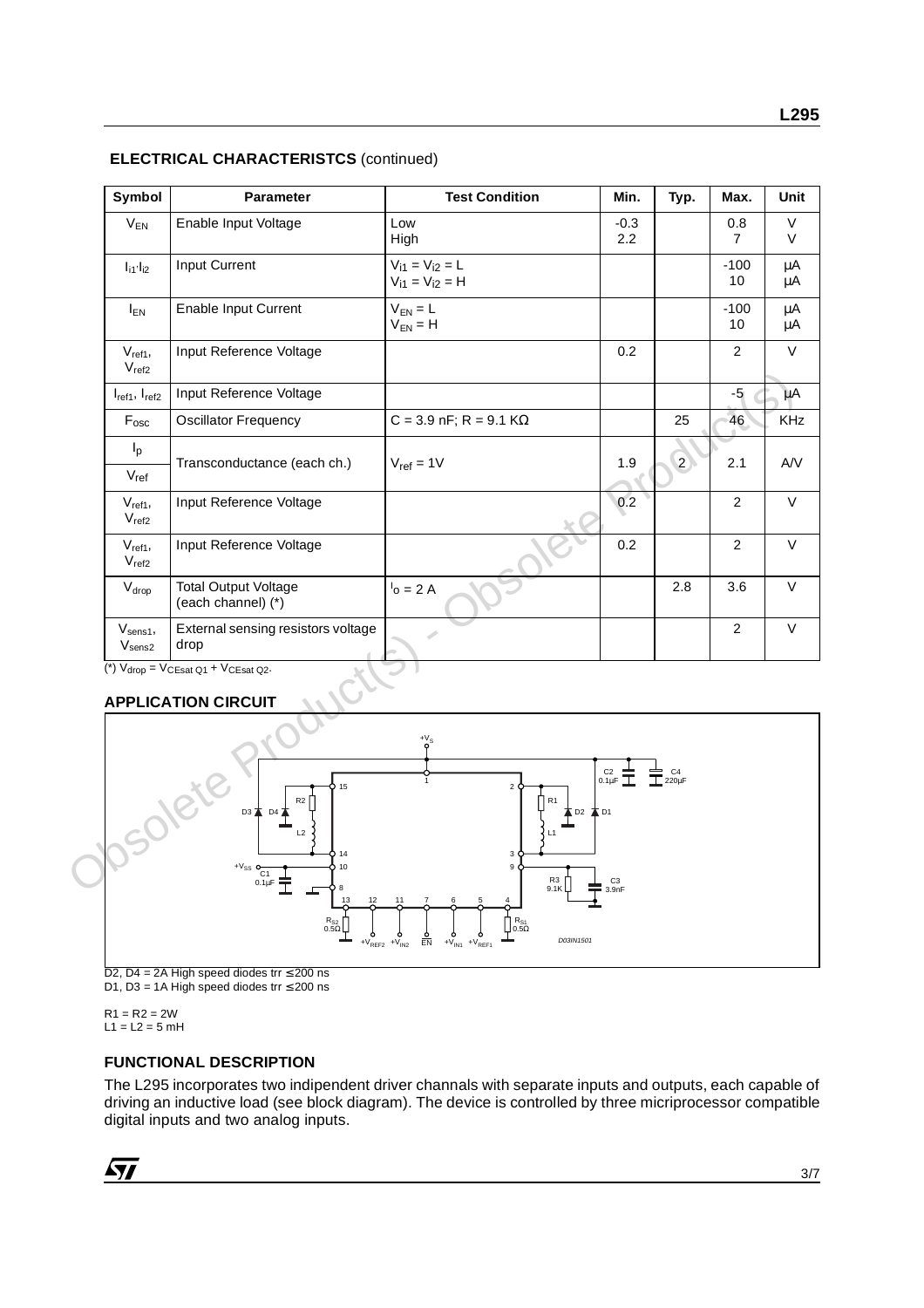## ELECTRICAL CHARACTERISTCS (continued)

| Symbol | Parameter | Test Condition | Min. | Typ. | Max. | Unit |
|---|---|---|---|---|---|---|
| $V_{EN}$ | Enable Input Voltage | Low<br>High | -0.3<br>2.2 | | 0.8<br>7 | V<br>V |
| $I_{i1} \cdot I_{i2}$ | Input Current | $V_{i1} = V_{i2} = L$<br>$V_{i1} = V_{i2} = H$ | | | -100<br>10 | µA<br>µA |
| $I_{EN}$ | Enable Input Current | $V_{EN} = L$<br>$V_{EN} = H$ | | | -100<br>10 | µA<br>µA |
| $V_{ref1}$, $V_{ref2}$ | Input Reference Voltage | | 0.2 | | 2 | V |
| $I_{ref1}$, $I_{ref2}$ | Input Reference Voltage | | | | -5 | µA |
| $F_{osc}$ | Oscillator Frequency | C = 3.9 nF; R = 9.1 KΩ | | 25 | 46 | KHz |
| $I_p$ / $V_{ref}$ | Transconductance (each ch.) | $V_{ref}$ = 1V | 1.9 | 2 | 2.1 | A/V |
| $V_{ref1}$, $V_{ref2}$ | Input Reference Voltage | | 0.2 | | 2 | V |
| $V_{ref1}$, $V_{ref2}$ | Input Reference Voltage | | 0.2 | | 2 | V |
| $V_{drop}$ | Total Output Voltage (each channel) (*) | $I_o$ = 2 A | | 2.8 | 3.6 | V |
| $V_{sens1}$, $V_{sens2}$ | External sensing resistors voltage drop | | | | 2 | V |

(*) $V_{drop} = V_{CEsat\ Q1} + V_{CEsat\ Q2}$.

## APPLICATION CIRCUIT

D2, D4 = 2A High speed diodes trr ≤ 200 ns
D1, D3 = 1A High speed diodes trr ≤ 200 ns

R1 = R2 = 2W
L1 = L2 = 5 mH

## FUNCTIONAL DESCRIPTION

The L295 incorporates two indipendent driver channals with separate inputs and outputs, each capable of driving an inductive load (see block diagram). The device is controlled by three micriprocessor compatible digital inputs and two analog inputs.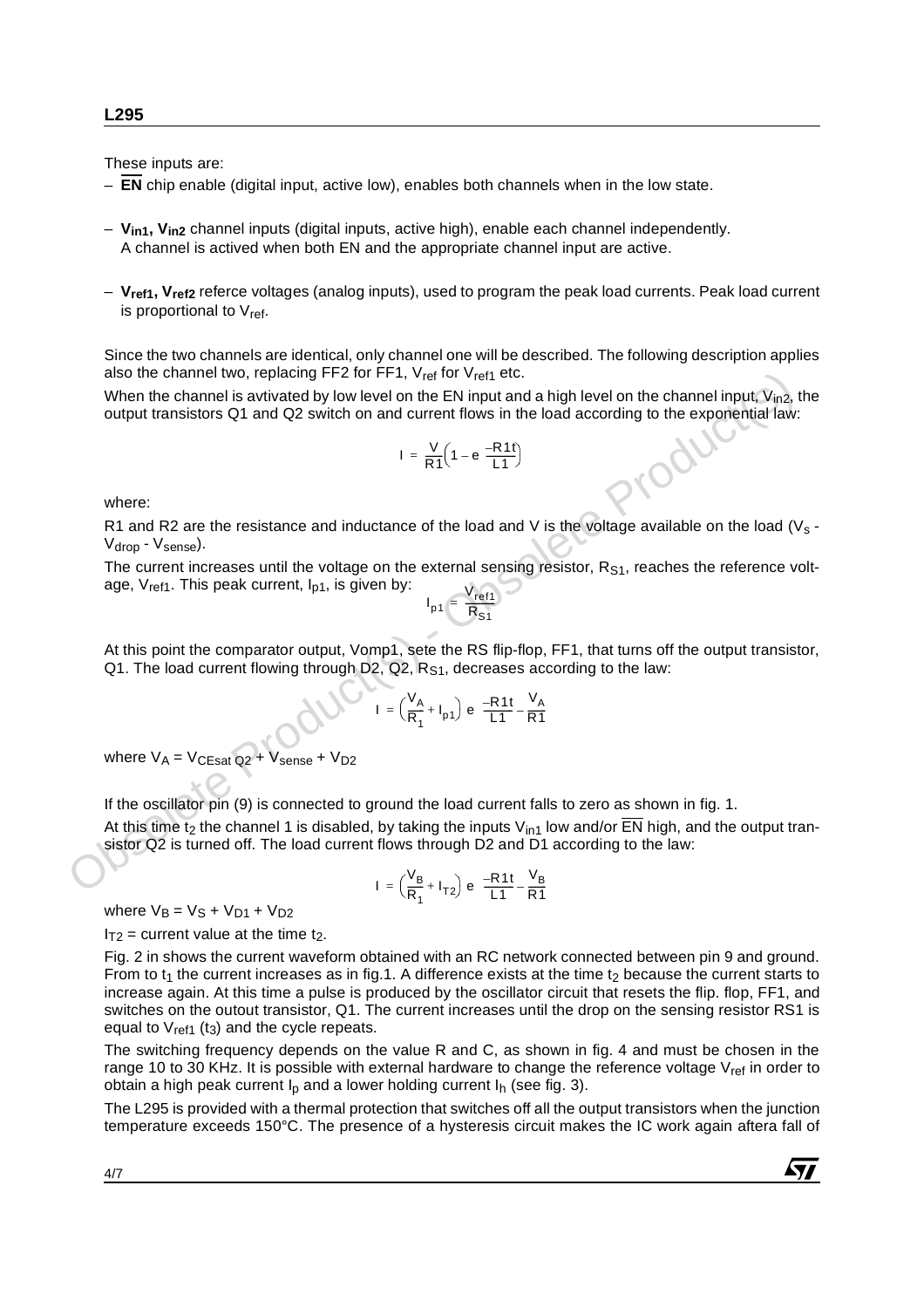These inputs are:

- **$\overline{EN}$** chip enable (digital input, active low), enables both channels when in the low state.
- **$V_{in1}$, $V_{in2}$** channel inputs (digital inputs, active high), enable each channel independently. A channel is actived when both EN and the appropriate channel input are active.
- **$V_{ref1}$, $V_{ref2}$** referce voltages (analog inputs), used to program the peak load currents. Peak load current is proportional to $V_{ref}$.

Since the two channels are identical, only channel one will be described. The following description applies also the channel two, replacing FF2 for FF1, $V_{ref}$ for $V_{ref1}$ etc.

When the channel is avtivated by low level on the EN input and a high level on the channel input, $V_{in2}$, the output transistors Q1 and Q2 switch on and current flows in the load according to the exponential law:

$$I = \frac{V}{R1}\left(1 - e^{\frac{-R1t}{L1}}\right)$$

where:

R1 and R2 are the resistance and inductance of the load and V is the voltage available on the load ($V_s$ - $V_{drop}$ - $V_{sense}$).

The current increases until the voltage on the external sensing resistor, $R_{S1}$, reaches the reference voltage, $V_{ref1}$. This peak current, $I_{p1}$, is given by:

$$I_{p1} = \frac{V_{ref1}}{R_{S1}}$$

At this point the comparator output, Vomp1, sete the RS flip-flop, FF1, that turns off the output transistor, Q1. The load current flowing through D2, Q2, $R_{S1}$, decreases according to the law:

$$I = \left(\frac{V_A}{R_1} + I_{p1}\right) e^{\frac{-R1t}{L1}} - \frac{V_A}{R1}$$

where $V_A = V_{CEsat\,Q2} + V_{sense} + V_{D2}$

If the oscillator pin (9) is connected to ground the load current falls to zero as shown in fig. 1.

At this time $t_2$ the channel 1 is disabled, by taking the inputs $V_{in1}$ low and/or $\overline{EN}$ high, and the output transistor Q2 is turned off. The load current flows through D2 and D1 according to the law:

$$I = \left(\frac{V_B}{R_1} + I_{T2}\right) e^{\frac{-R1t}{L1}} - \frac{V_B}{R1}$$

where $V_B = V_S + V_{D1} + V_{D2}$

$I_{T2}$ = current value at the time $t_2$.

Fig. 2 in shows the current waveform obtained with an RC network connected between pin 9 and ground. From to $t_1$ the current increases as in fig.1. A difference exists at the time $t_2$ because the current starts to increase again. At this time a pulse is produced by the oscillator circuit that resets the flip. flop, FF1, and switches on the outout transistor, Q1. The current increases until the drop on the sensing resistor RS1 is equal to $V_{ref1}$ ($t_3$) and the cycle repeats.

The switching frequency depends on the value R and C, as shown in fig. 4 and must be chosen in the range 10 to 30 KHz. It is possible with external hardware to change the reference voltage $V_{ref}$ in order to obtain a high peak current $I_p$ and a lower holding current $I_h$ (see fig. 3).

The L295 is provided with a thermal protection that switches off all the output transistors when the junction temperature exceeds 150°C. The presence of a hysteresis circuit makes the IC work again aftera fall of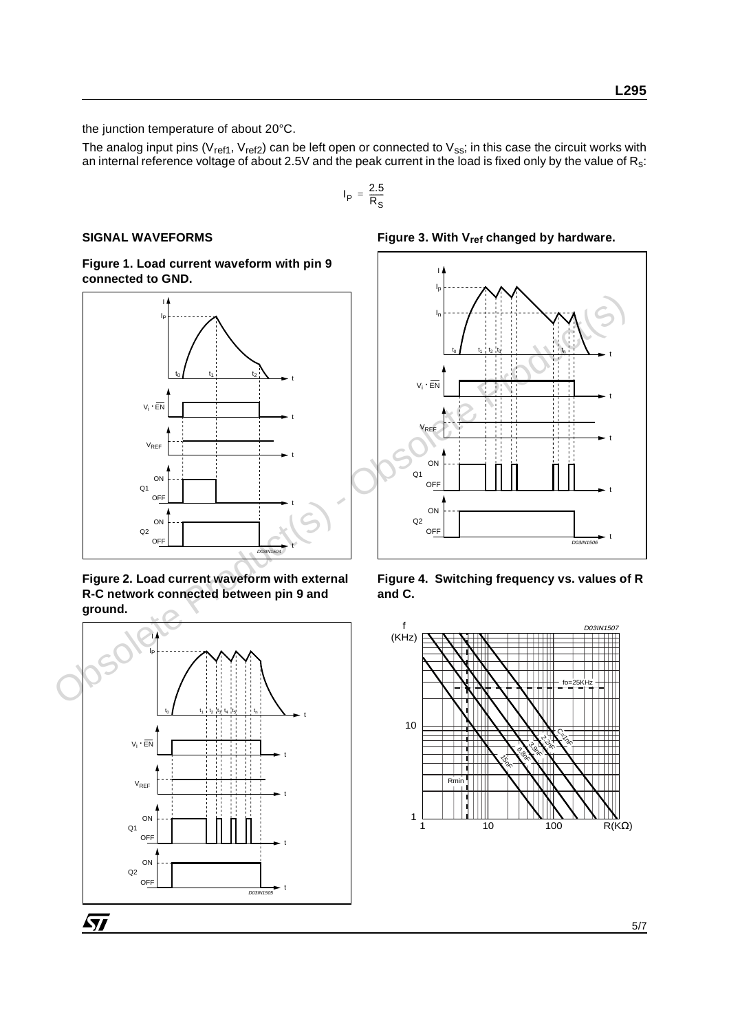the junction temperature of about 20°C.

The analog input pins ($V_{ref1}$, $V_{ref2}$) can be left open or connected to $V_{SS}$; in this case the circuit works with an internal reference voltage of about 2.5V and the peak current in the load is fixed only by the value of $R_S$:

$$I_P = \frac{2.5}{R_S}$$

## SIGNAL WAVEFORMS

**Figure 1. Load current waveform with pin 9 connected to GND.**

**Figure 2. Load current waveform with external R-C network connected between pin 9 and ground.**

**Figure 3. With $V_{ref}$ changed by hardware.**

**Figure 4. Switching frequency vs. values of R and C.**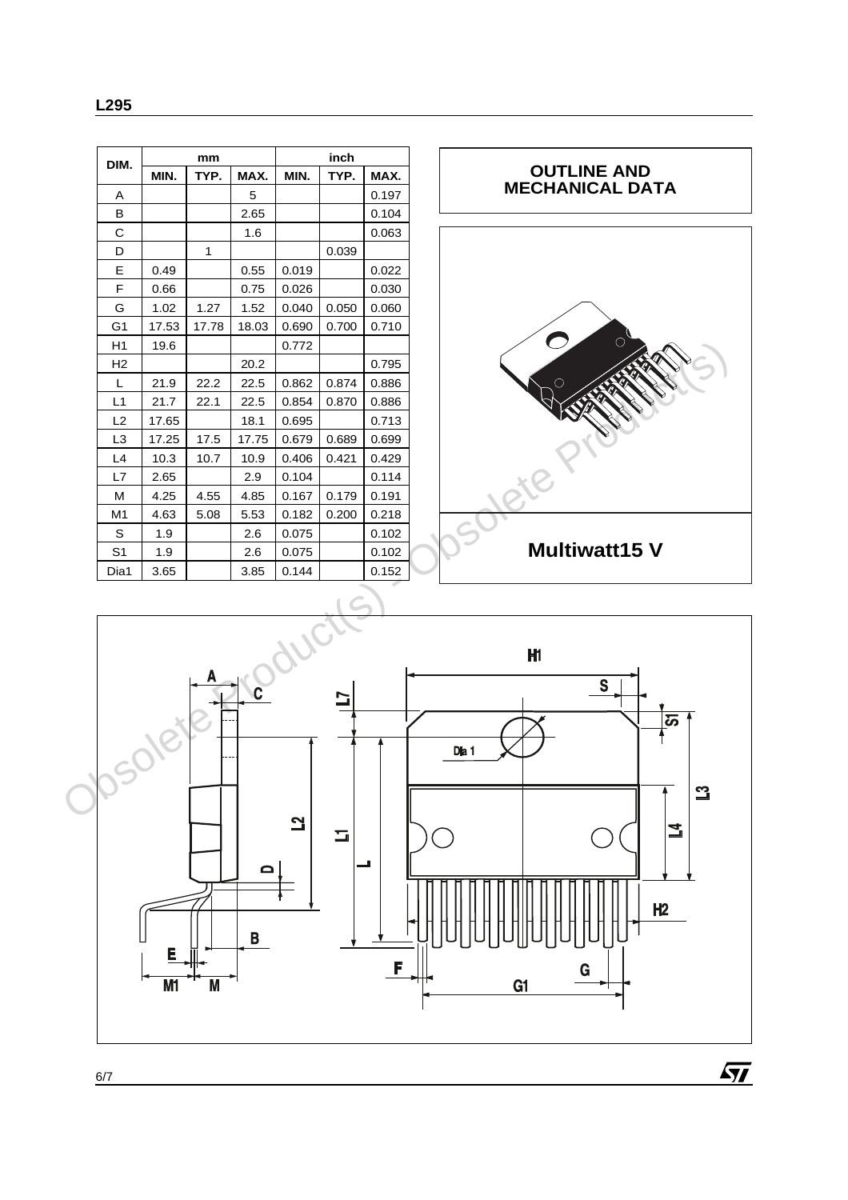| DIM. | mm | | | inch | | |
|---|---|---|---|---|---|---|
| | MIN. | TYP. | MAX. | MIN. | TYP. | MAX. |
| A | | | 5 | | | 0.197 |
| B | | | 2.65 | | | 0.104 |
| C | | | 1.6 | | | 0.063 |
| D | | 1 | | | 0.039 | |
| E | 0.49 | | 0.55 | 0.019 | | 0.022 |
| F | 0.66 | | 0.75 | 0.026 | | 0.030 |
| G | 1.02 | 1.27 | 1.52 | 0.040 | 0.050 | 0.060 |
| G1 | 17.53 | 17.78 | 18.03 | 0.690 | 0.700 | 0.710 |
| H1 | 19.6 | | | 0.772 | | |
| H2 | | | 20.2 | | | 0.795 |
| L | 21.9 | 22.2 | 22.5 | 0.862 | 0.874 | 0.886 |
| L1 | 21.7 | 22.1 | 22.5 | 0.854 | 0.870 | 0.886 |
| L2 | 17.65 | | 18.1 | 0.695 | | 0.713 |
| L3 | 17.25 | 17.5 | 17.75 | 0.679 | 0.689 | 0.699 |
| L4 | 10.3 | 10.7 | 10.9 | 0.406 | 0.421 | 0.429 |
| L7 | 2.65 | | 2.9 | 0.104 | | 0.114 |
| M | 4.25 | 4.55 | 4.85 | 0.167 | 0.179 | 0.191 |
| M1 | 4.63 | 5.08 | 5.53 | 0.182 | 0.200 | 0.218 |
| S | 1.9 | | 2.6 | 0.075 | | 0.102 |
| S1 | 1.9 | | 2.6 | 0.075 | | 0.102 |
| Dia1 | 3.65 | | 3.85 | 0.144 | | 0.152 |

## OUTLINE AND MECHANICAL DATA

**Multiwatt15 V**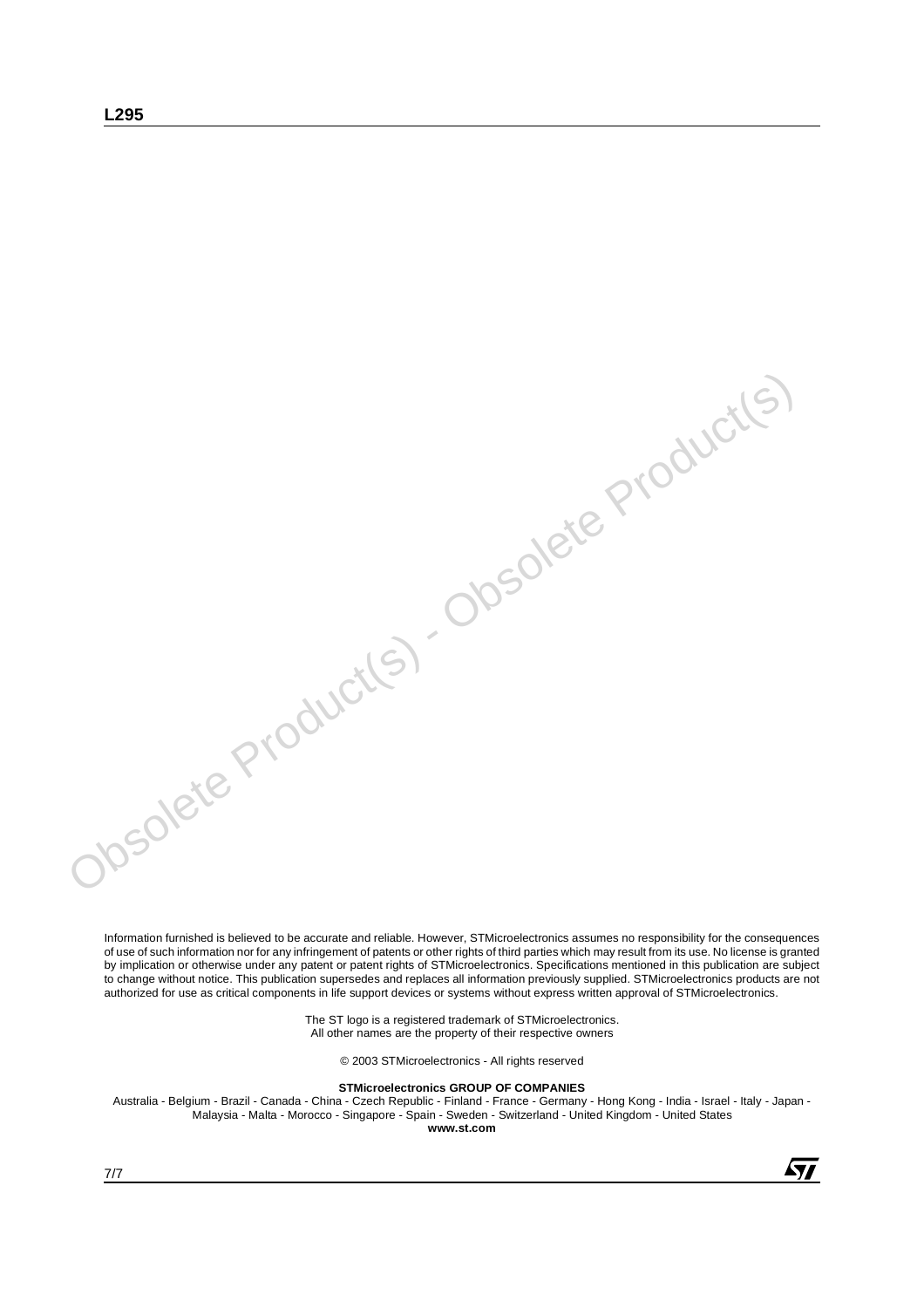Information furnished is believed to be accurate and reliable. However, STMicroelectronics assumes no responsibility for the consequences of use of such information nor for any infringement of patents or other rights of third parties which may result from its use. No license is granted by implication or otherwise under any patent or patent rights of STMicroelectronics. Specifications mentioned in this publication are subject to change without notice. This publication supersedes and replaces all information previously supplied. STMicroelectronics products are not authorized for use as critical components in life support devices or systems without express written approval of STMicroelectronics.

The ST logo is a registered trademark of STMicroelectronics.
All other names are the property of their respective owners

© 2003 STMicroelectronics - All rights reserved

**STMicroelectronics GROUP OF COMPANIES**

Australia - Belgium - Brazil - Canada - China - Czech Republic - Finland - France - Germany - Hong Kong - India - Israel - Italy - Japan - Malaysia - Malta - Morocco - Singapore - Spain - Sweden - Switzerland - United Kingdom - United States

**www.st.com**